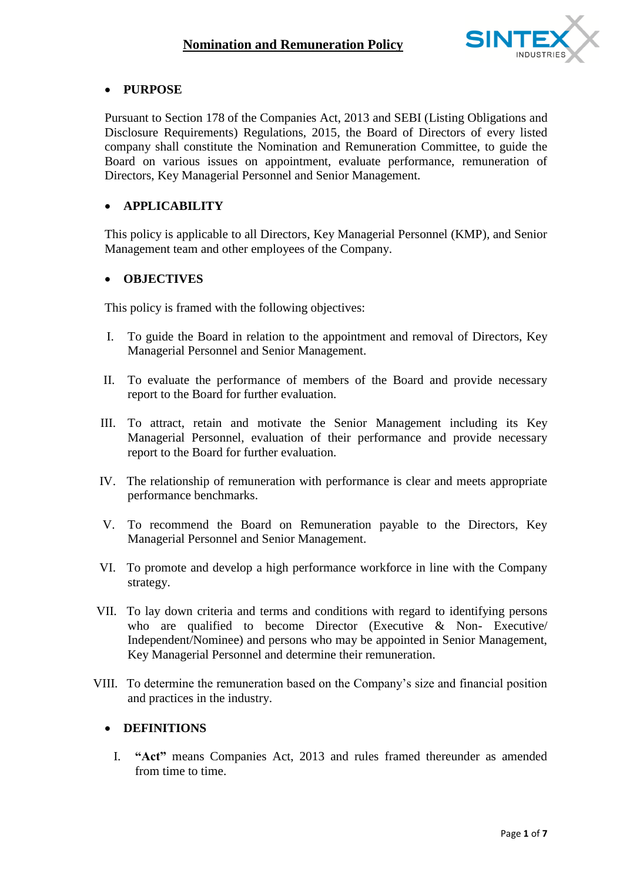# Nomination and Remuneration Policy

- **PURPOSE**

Pursuant to Section 178 of the Companies Act, 2013 and SEBI (Listing Obligations and Disclosure Requirements) Regulations, 2015, the Board of Directors of every listed company shall constitute the Nomination and Remuneration Committee, to guide the Board on various issues on appointment, evaluate performance, remuneration of Directors, Key Managerial Personnel and Senior Management.

- **APPLICABILITY**

This policy is applicable to all Directors, Key Managerial Personnel (KMP), and Senior Management team and other employees of the Company.

- **OBJECTIVES**

This policy is framed with the following objectives:

I. To guide the Board in relation to the appointment and removal of Directors, Key Managerial Personnel and Senior Management.

II. To evaluate the performance of members of the Board and provide necessary report to the Board for further evaluation.

III. To attract, retain and motivate the Senior Management including its Key Managerial Personnel, evaluation of their performance and provide necessary report to the Board for further evaluation.

IV. The relationship of remuneration with performance is clear and meets appropriate performance benchmarks.

V. To recommend the Board on Remuneration payable to the Directors, Key Managerial Personnel and Senior Management.

VI. To promote and develop a high performance workforce in line with the Company strategy.

VII. To lay down criteria and terms and conditions with regard to identifying persons who are qualified to become Director (Executive & Non- Executive/ Independent/Nominee) and persons who may be appointed in Senior Management, Key Managerial Personnel and determine their remuneration.

VIII. To determine the remuneration based on the Company's size and financial position and practices in the industry.

- **DEFINITIONS**

I. **"Act"** means Companies Act, 2013 and rules framed thereunder as amended from time to time.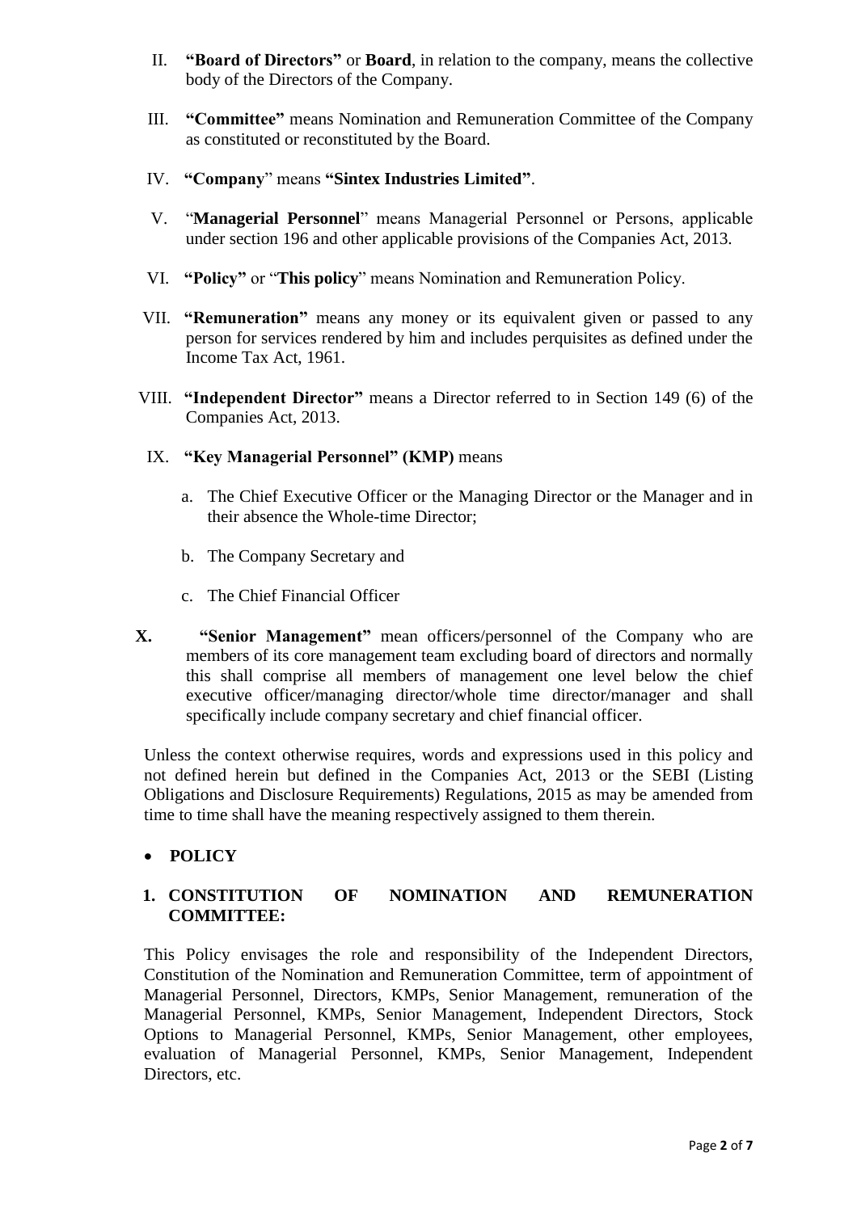II. **"Board of Directors"** or **Board**, in relation to the company, means the collective body of the Directors of the Company.

III. **"Committee"** means Nomination and Remuneration Committee of the Company as constituted or reconstituted by the Board.

IV. **"Company"** means **"Sintex Industries Limited"**.

V. "**Managerial Personnel**" means Managerial Personnel or Persons, applicable under section 196 and other applicable provisions of the Companies Act, 2013.

VI. **"Policy"** or "**This policy**" means Nomination and Remuneration Policy.

VII. **"Remuneration"** means any money or its equivalent given or passed to any person for services rendered by him and includes perquisites as defined under the Income Tax Act, 1961.

VIII. **"Independent Director"** means a Director referred to in Section 149 (6) of the Companies Act, 2013.

IX. **"Key Managerial Personnel" (KMP)** means

   a. The Chief Executive Officer or the Managing Director or the Manager and in their absence the Whole-time Director;

   b. The Company Secretary and

   c. The Chief Financial Officer

**X.** **"Senior Management"** mean officers/personnel of the Company who are members of its core management team excluding board of directors and normally this shall comprise all members of management one level below the chief executive officer/managing director/whole time director/manager and shall specifically include company secretary and chief financial officer.

Unless the context otherwise requires, words and expressions used in this policy and not defined herein but defined in the Companies Act, 2013 or the SEBI (Listing Obligations and Disclosure Requirements) Regulations, 2015 as may be amended from time to time shall have the meaning respectively assigned to them therein.

- **POLICY**

**1. CONSTITUTION OF NOMINATION AND REMUNERATION COMMITTEE:**

This Policy envisages the role and responsibility of the Independent Directors, Constitution of the Nomination and Remuneration Committee, term of appointment of Managerial Personnel, Directors, KMPs, Senior Management, remuneration of the Managerial Personnel, KMPs, Senior Management, Independent Directors, Stock Options to Managerial Personnel, KMPs, Senior Management, other employees, evaluation of Managerial Personnel, KMPs, Senior Management, Independent Directors, etc.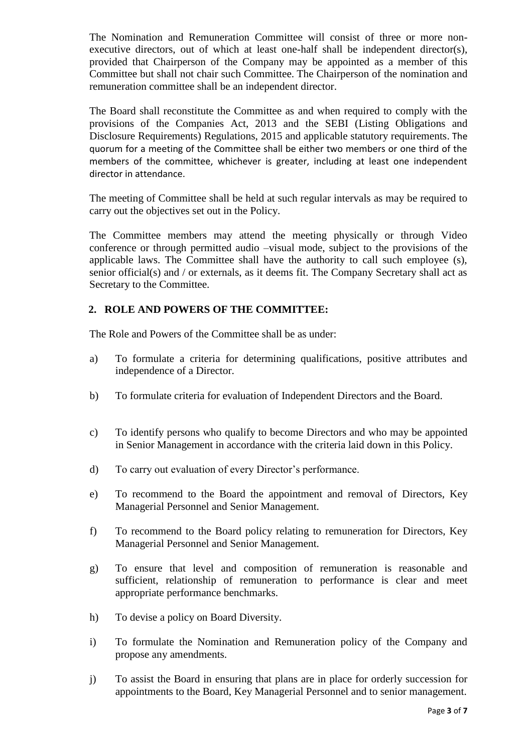The Nomination and Remuneration Committee will consist of three or more non-executive directors, out of which at least one-half shall be independent director(s), provided that Chairperson of the Company may be appointed as a member of this Committee but shall not chair such Committee. The Chairperson of the nomination and remuneration committee shall be an independent director.

The Board shall reconstitute the Committee as and when required to comply with the provisions of the Companies Act, 2013 and the SEBI (Listing Obligations and Disclosure Requirements) Regulations, 2015 and applicable statutory requirements. The quorum for a meeting of the Committee shall be either two members or one third of the members of the committee, whichever is greater, including at least one independent director in attendance.

The meeting of Committee shall be held at such regular intervals as may be required to carry out the objectives set out in the Policy.

The Committee members may attend the meeting physically or through Video conference or through permitted audio –visual mode, subject to the provisions of the applicable laws. The Committee shall have the authority to call such employee (s), senior official(s) and / or externals, as it deems fit. The Company Secretary shall act as Secretary to the Committee.

## 2. ROLE AND POWERS OF THE COMMITTEE:

The Role and Powers of the Committee shall be as under:

a) To formulate a criteria for determining qualifications, positive attributes and independence of a Director.

b) To formulate criteria for evaluation of Independent Directors and the Board.

c) To identify persons who qualify to become Directors and who may be appointed in Senior Management in accordance with the criteria laid down in this Policy.

d) To carry out evaluation of every Director's performance.

e) To recommend to the Board the appointment and removal of Directors, Key Managerial Personnel and Senior Management.

f) To recommend to the Board policy relating to remuneration for Directors, Key Managerial Personnel and Senior Management.

g) To ensure that level and composition of remuneration is reasonable and sufficient, relationship of remuneration to performance is clear and meet appropriate performance benchmarks.

h) To devise a policy on Board Diversity.

i) To formulate the Nomination and Remuneration policy of the Company and propose any amendments.

j) To assist the Board in ensuring that plans are in place for orderly succession for appointments to the Board, Key Managerial Personnel and to senior management.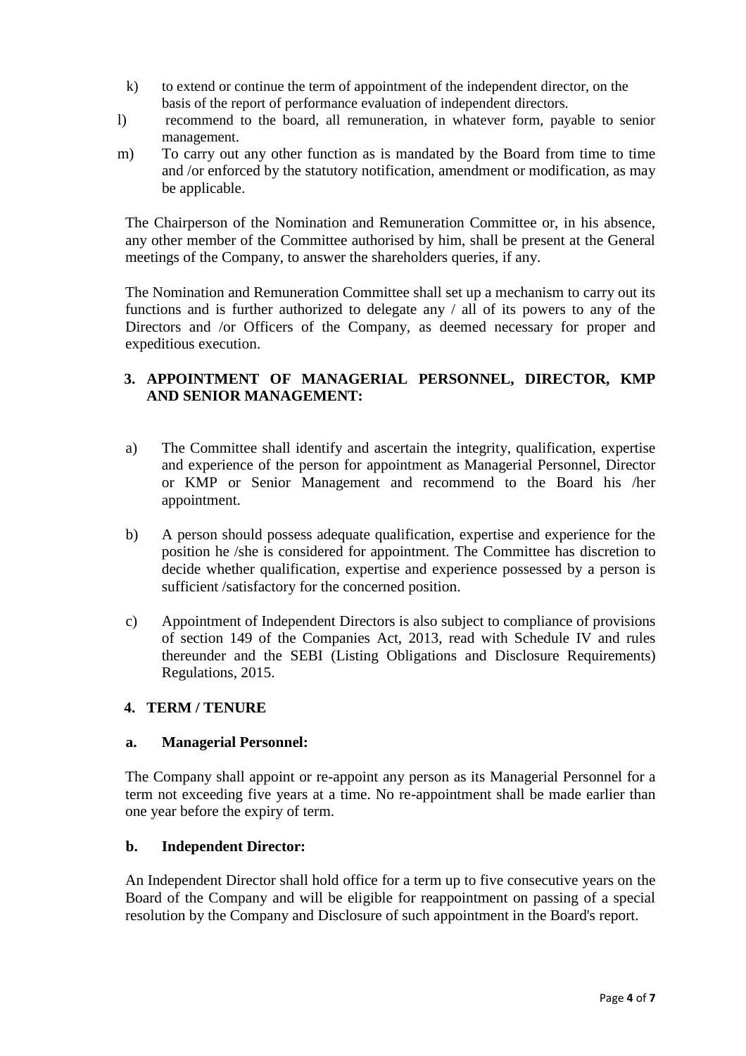k) to extend or continue the term of appointment of the independent director, on the basis of the report of performance evaluation of independent directors.

l) recommend to the board, all remuneration, in whatever form, payable to senior management.

m) To carry out any other function as is mandated by the Board from time to time and /or enforced by the statutory notification, amendment or modification, as may be applicable.

The Chairperson of the Nomination and Remuneration Committee or, in his absence, any other member of the Committee authorised by him, shall be present at the General meetings of the Company, to answer the shareholders queries, if any.

The Nomination and Remuneration Committee shall set up a mechanism to carry out its functions and is further authorized to delegate any / all of its powers to any of the Directors and /or Officers of the Company, as deemed necessary for proper and expeditious execution.

## 3. APPOINTMENT OF MANAGERIAL PERSONNEL, DIRECTOR, KMP AND SENIOR MANAGEMENT:

a) The Committee shall identify and ascertain the integrity, qualification, expertise and experience of the person for appointment as Managerial Personnel, Director or KMP or Senior Management and recommend to the Board his /her appointment.

b) A person should possess adequate qualification, expertise and experience for the position he /she is considered for appointment. The Committee has discretion to decide whether qualification, expertise and experience possessed by a person is sufficient /satisfactory for the concerned position.

c) Appointment of Independent Directors is also subject to compliance of provisions of section 149 of the Companies Act, 2013, read with Schedule IV and rules thereunder and the SEBI (Listing Obligations and Disclosure Requirements) Regulations, 2015.

## 4. TERM / TENURE

### a. Managerial Personnel:

The Company shall appoint or re-appoint any person as its Managerial Personnel for a term not exceeding five years at a time. No re-appointment shall be made earlier than one year before the expiry of term.

### b. Independent Director:

An Independent Director shall hold office for a term up to five consecutive years on the Board of the Company and will be eligible for reappointment on passing of a special resolution by the Company and Disclosure of such appointment in the Board's report.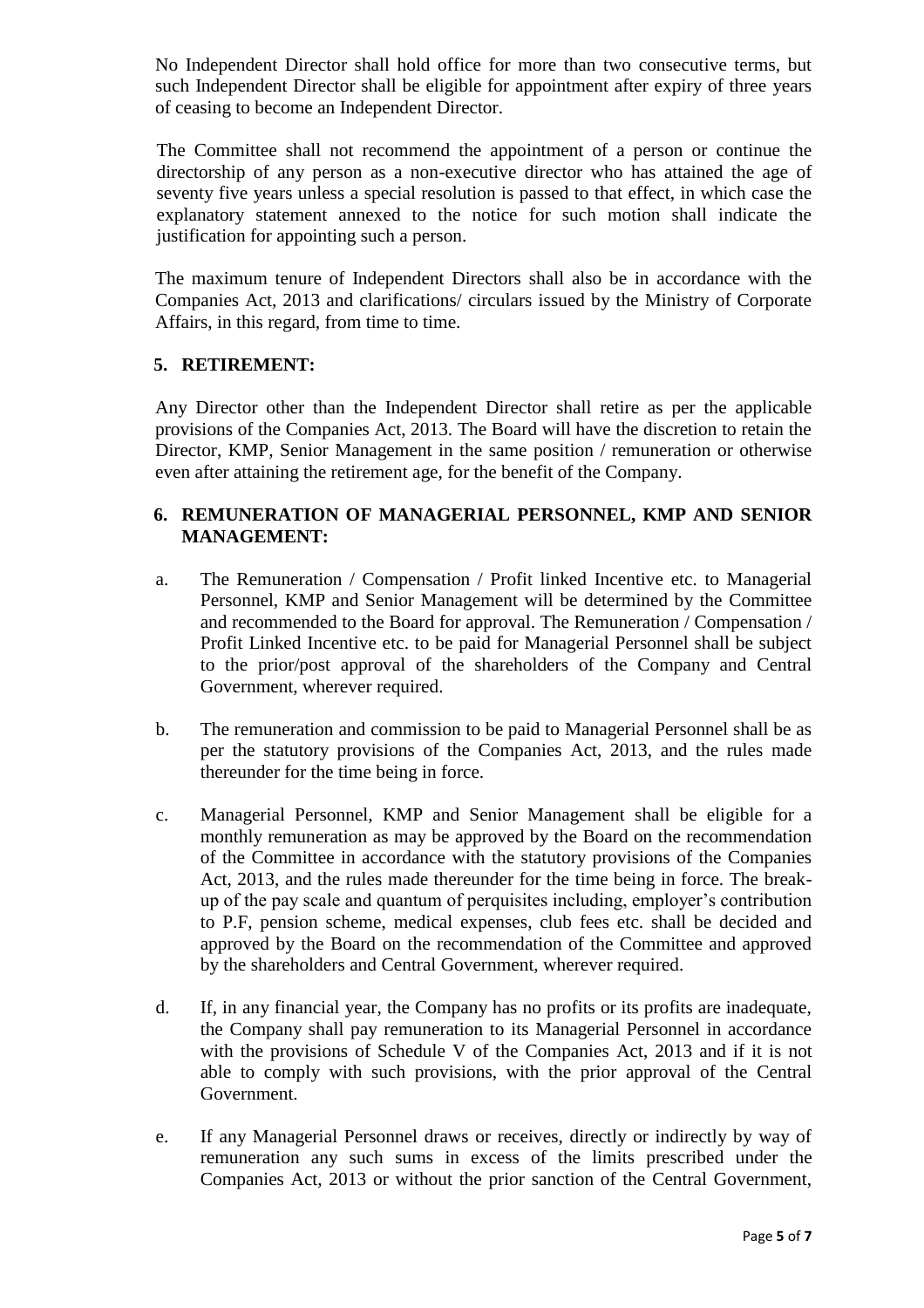No Independent Director shall hold office for more than two consecutive terms, but such Independent Director shall be eligible for appointment after expiry of three years of ceasing to become an Independent Director.

The Committee shall not recommend the appointment of a person or continue the directorship of any person as a non-executive director who has attained the age of seventy five years unless a special resolution is passed to that effect, in which case the explanatory statement annexed to the notice for such motion shall indicate the justification for appointing such a person.

The maximum tenure of Independent Directors shall also be in accordance with the Companies Act, 2013 and clarifications/ circulars issued by the Ministry of Corporate Affairs, in this regard, from time to time.

## 5. RETIREMENT:

Any Director other than the Independent Director shall retire as per the applicable provisions of the Companies Act, 2013. The Board will have the discretion to retain the Director, KMP, Senior Management in the same position / remuneration or otherwise even after attaining the retirement age, for the benefit of the Company.

## 6. REMUNERATION OF MANAGERIAL PERSONNEL, KMP AND SENIOR MANAGEMENT:

a. The Remuneration / Compensation / Profit linked Incentive etc. to Managerial Personnel, KMP and Senior Management will be determined by the Committee and recommended to the Board for approval. The Remuneration / Compensation / Profit Linked Incentive etc. to be paid for Managerial Personnel shall be subject to the prior/post approval of the shareholders of the Company and Central Government, wherever required.

b. The remuneration and commission to be paid to Managerial Personnel shall be as per the statutory provisions of the Companies Act, 2013, and the rules made thereunder for the time being in force.

c. Managerial Personnel, KMP and Senior Management shall be eligible for a monthly remuneration as may be approved by the Board on the recommendation of the Committee in accordance with the statutory provisions of the Companies Act, 2013, and the rules made thereunder for the time being in force. The break-up of the pay scale and quantum of perquisites including, employer's contribution to P.F, pension scheme, medical expenses, club fees etc. shall be decided and approved by the Board on the recommendation of the Committee and approved by the shareholders and Central Government, wherever required.

d. If, in any financial year, the Company has no profits or its profits are inadequate, the Company shall pay remuneration to its Managerial Personnel in accordance with the provisions of Schedule V of the Companies Act, 2013 and if it is not able to comply with such provisions, with the prior approval of the Central Government.

e. If any Managerial Personnel draws or receives, directly or indirectly by way of remuneration any such sums in excess of the limits prescribed under the Companies Act, 2013 or without the prior sanction of the Central Government,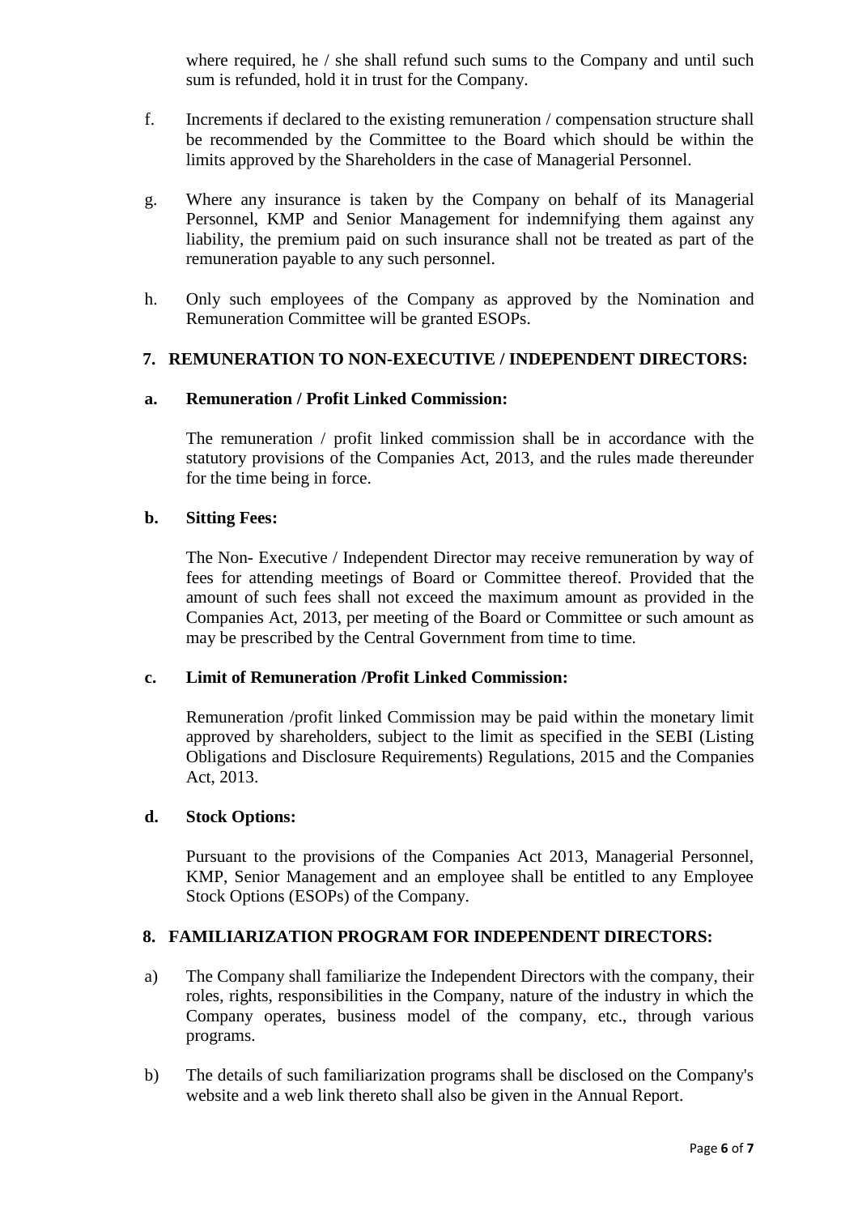where required, he / she shall refund such sums to the Company and until such sum is refunded, hold it in trust for the Company.

f. Increments if declared to the existing remuneration / compensation structure shall be recommended by the Committee to the Board which should be within the limits approved by the Shareholders in the case of Managerial Personnel.

g. Where any insurance is taken by the Company on behalf of its Managerial Personnel, KMP and Senior Management for indemnifying them against any liability, the premium paid on such insurance shall not be treated as part of the remuneration payable to any such personnel.

h. Only such employees of the Company as approved by the Nomination and Remuneration Committee will be granted ESOPs.

## 7. REMUNERATION TO NON-EXECUTIVE / INDEPENDENT DIRECTORS:

**a. Remuneration / Profit Linked Commission:**

The remuneration / profit linked commission shall be in accordance with the statutory provisions of the Companies Act, 2013, and the rules made thereunder for the time being in force.

**b. Sitting Fees:**

The Non- Executive / Independent Director may receive remuneration by way of fees for attending meetings of Board or Committee thereof. Provided that the amount of such fees shall not exceed the maximum amount as provided in the Companies Act, 2013, per meeting of the Board or Committee or such amount as may be prescribed by the Central Government from time to time.

**c. Limit of Remuneration /Profit Linked Commission:**

Remuneration /profit linked Commission may be paid within the monetary limit approved by shareholders, subject to the limit as specified in the SEBI (Listing Obligations and Disclosure Requirements) Regulations, 2015 and the Companies Act, 2013.

**d. Stock Options:**

Pursuant to the provisions of the Companies Act 2013, Managerial Personnel, KMP, Senior Management and an employee shall be entitled to any Employee Stock Options (ESOPs) of the Company.

## 8. FAMILIARIZATION PROGRAM FOR INDEPENDENT DIRECTORS:

a) The Company shall familiarize the Independent Directors with the company, their roles, rights, responsibilities in the Company, nature of the industry in which the Company operates, business model of the company, etc., through various programs.

b) The details of such familiarization programs shall be disclosed on the Company's website and a web link thereto shall also be given in the Annual Report.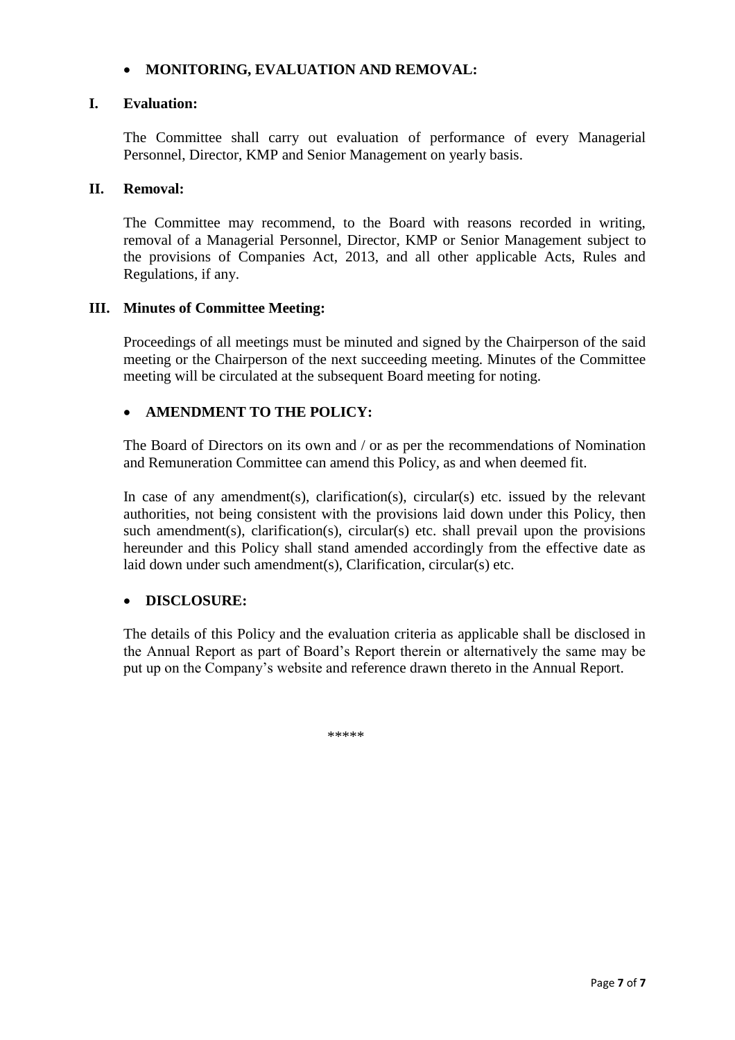- **MONITORING, EVALUATION AND REMOVAL:**

**I. Evaluation:**

The Committee shall carry out evaluation of performance of every Managerial Personnel, Director, KMP and Senior Management on yearly basis.

**II. Removal:**

The Committee may recommend, to the Board with reasons recorded in writing, removal of a Managerial Personnel, Director, KMP or Senior Management subject to the provisions of Companies Act, 2013, and all other applicable Acts, Rules and Regulations, if any.

**III. Minutes of Committee Meeting:**

Proceedings of all meetings must be minuted and signed by the Chairperson of the said meeting or the Chairperson of the next succeeding meeting. Minutes of the Committee meeting will be circulated at the subsequent Board meeting for noting.

- **AMENDMENT TO THE POLICY:**

The Board of Directors on its own and / or as per the recommendations of Nomination and Remuneration Committee can amend this Policy, as and when deemed fit.

In case of any amendment(s), clarification(s), circular(s) etc. issued by the relevant authorities, not being consistent with the provisions laid down under this Policy, then such amendment(s), clarification(s), circular(s) etc. shall prevail upon the provisions hereunder and this Policy shall stand amended accordingly from the effective date as laid down under such amendment(s), Clarification, circular(s) etc.

- **DISCLOSURE:**

The details of this Policy and the evaluation criteria as applicable shall be disclosed in the Annual Report as part of Board's Report therein or alternatively the same may be put up on the Company's website and reference drawn thereto in the Annual Report.

*****